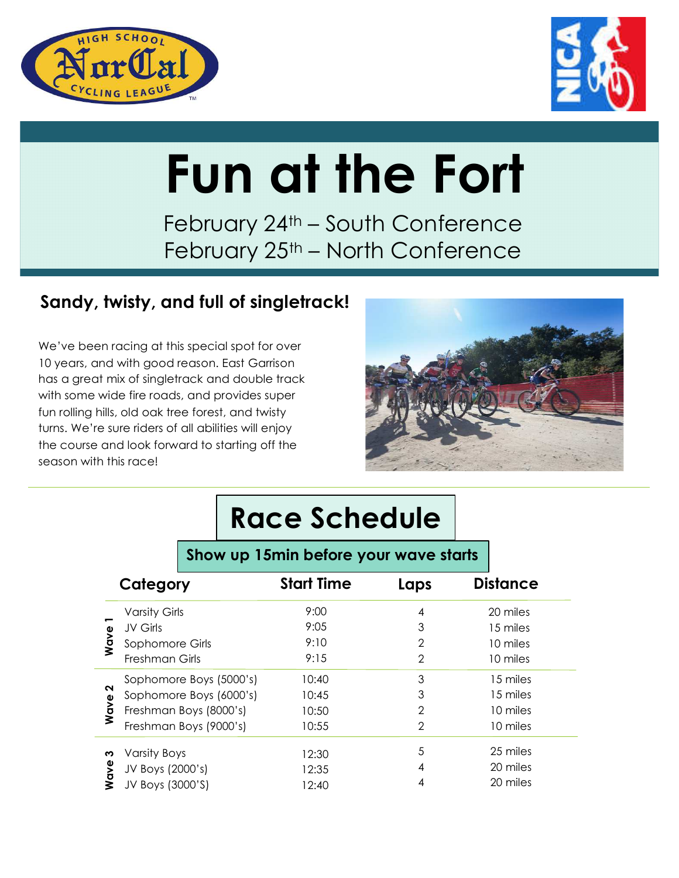# Fun at the Fort

February 24th – South Conference
February 25th – North Conference

## Sandy, twisty, and full of singletrack!

We've been racing at this special spot for over 10 years, and with good reason. East Garrison has a great mix of singletrack and double track with some wide fire roads, and provides super fun rolling hills, old oak tree forest, and twisty turns. We're sure riders of all abilities will enjoy the course and look forward to starting off the season with this race!

## Race Schedule

**Show up 15min before your wave starts**

| Wave | Category | Start Time | Laps | Distance |
|---|---|---|---|---|
| Wave 1 | Varsity Girls | 9:00 | 4 | 20 miles |
| | JV Girls | 9:05 | 3 | 15 miles |
| | Sophomore Girls | 9:10 | 2 | 10 miles |
| | Freshman Girls | 9:15 | 2 | 10 miles |
| Wave 2 | Sophomore Boys (5000's) | 10:40 | 3 | 15 miles |
| | Sophomore Boys (6000's) | 10:45 | 3 | 15 miles |
| | Freshman Boys (8000's) | 10:50 | 2 | 10 miles |
| | Freshman Boys (9000's) | 10:55 | 2 | 10 miles |
| Wave 3 | Varsity Boys | 12:30 | 5 | 25 miles |
| | JV Boys (2000's) | 12:35 | 4 | 20 miles |
| | JV Boys (3000'S) | 12:40 | 4 | 20 miles |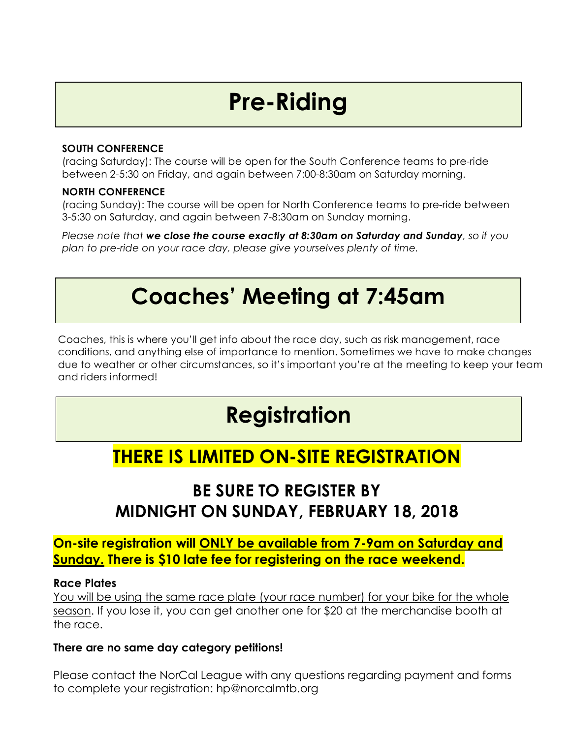# Pre-Riding

**SOUTH CONFERENCE**
(racing Saturday): The course will be open for the South Conference teams to pre-ride between 2-5:30 on Friday, and again between 7:00-8:30am on Saturday morning.

**NORTH CONFERENCE**
(racing Sunday): The course will be open for North Conference teams to pre-ride between 3-5:30 on Saturday, and again between 7-8:30am on Sunday morning.

*Please note that **we close the course exactly at 8:30am on Saturday and Sunday**, so if you plan to pre-ride on your race day, please give yourselves plenty of time.*

# Coaches' Meeting at 7:45am

Coaches, this is where you'll get info about the race day, such as risk management, race conditions, and anything else of importance to mention. Sometimes we have to make changes due to weather or other circumstances, so it's important you're at the meeting to keep your team and riders informed!

# Registration

## THERE IS LIMITED ON-SITE REGISTRATION

### BE SURE TO REGISTER BY MIDNIGHT ON SUNDAY, FEBRUARY 18, 2018

**On-site registration will <u>ONLY be available from 7-9am on Saturday and Sunday.</u> There is $10 late fee for registering on the race weekend.**

**Race Plates**
<u>You will be using the same race plate (your race number) for your bike for the whole season</u>. If you lose it, you can get another one for $20 at the merchandise booth at the race.

**There are no same day category petitions!**

Please contact the NorCal League with any questions regarding payment and forms to complete your registration: hp@norcalmtb.org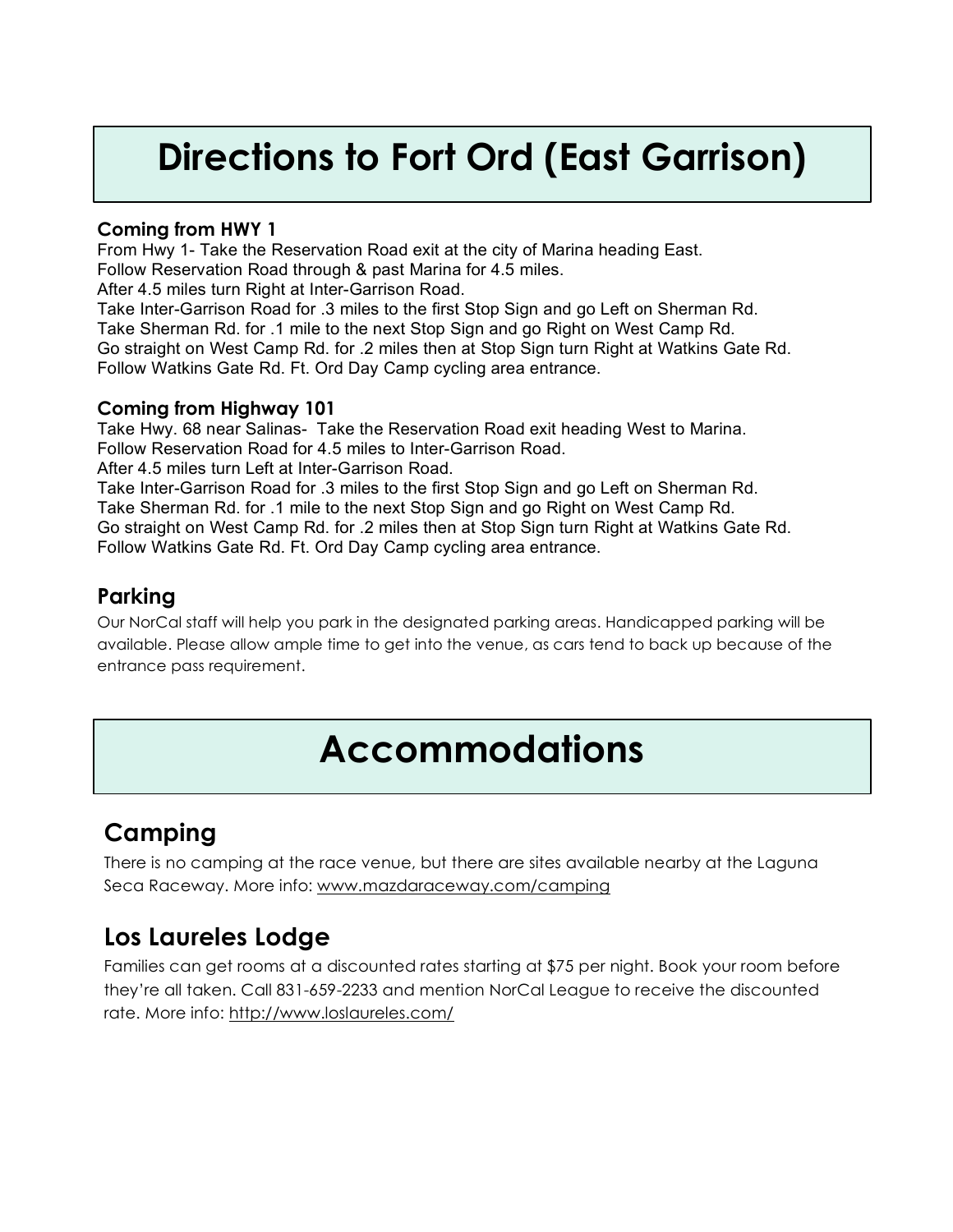# Directions to Fort Ord (East Garrison)

### Coming from HWY 1

From Hwy 1- Take the Reservation Road exit at the city of Marina heading East.
Follow Reservation Road through & past Marina for 4.5 miles.
After 4.5 miles turn Right at Inter-Garrison Road.
Take Inter-Garrison Road for .3 miles to the first Stop Sign and go Left on Sherman Rd.
Take Sherman Rd. for .1 mile to the next Stop Sign and go Right on West Camp Rd.
Go straight on West Camp Rd. for .2 miles then at Stop Sign turn Right at Watkins Gate Rd.
Follow Watkins Gate Rd. Ft. Ord Day Camp cycling area entrance.

### Coming from Highway 101

Take Hwy. 68 near Salinas- Take the Reservation Road exit heading West to Marina.
Follow Reservation Road for 4.5 miles to Inter-Garrison Road.
After 4.5 miles turn Left at Inter-Garrison Road.
Take Inter-Garrison Road for .3 miles to the first Stop Sign and go Left on Sherman Rd.
Take Sherman Rd. for .1 mile to the next Stop Sign and go Right on West Camp Rd.
Go straight on West Camp Rd. for .2 miles then at Stop Sign turn Right at Watkins Gate Rd.
Follow Watkins Gate Rd. Ft. Ord Day Camp cycling area entrance.

## Parking

Our NorCal staff will help you park in the designated parking areas. Handicapped parking will be available. Please allow ample time to get into the venue, as cars tend to back up because of the entrance pass requirement.

# Accommodations

## Camping

There is no camping at the race venue, but there are sites available nearby at the Laguna Seca Raceway. More info: www.mazdaraceway.com/camping

## Los Laureles Lodge

Families can get rooms at a discounted rates starting at $75 per night. Book your room before they're all taken. Call 831-659-2233 and mention NorCal League to receive the discounted rate. More info: http://www.loslaureles.com/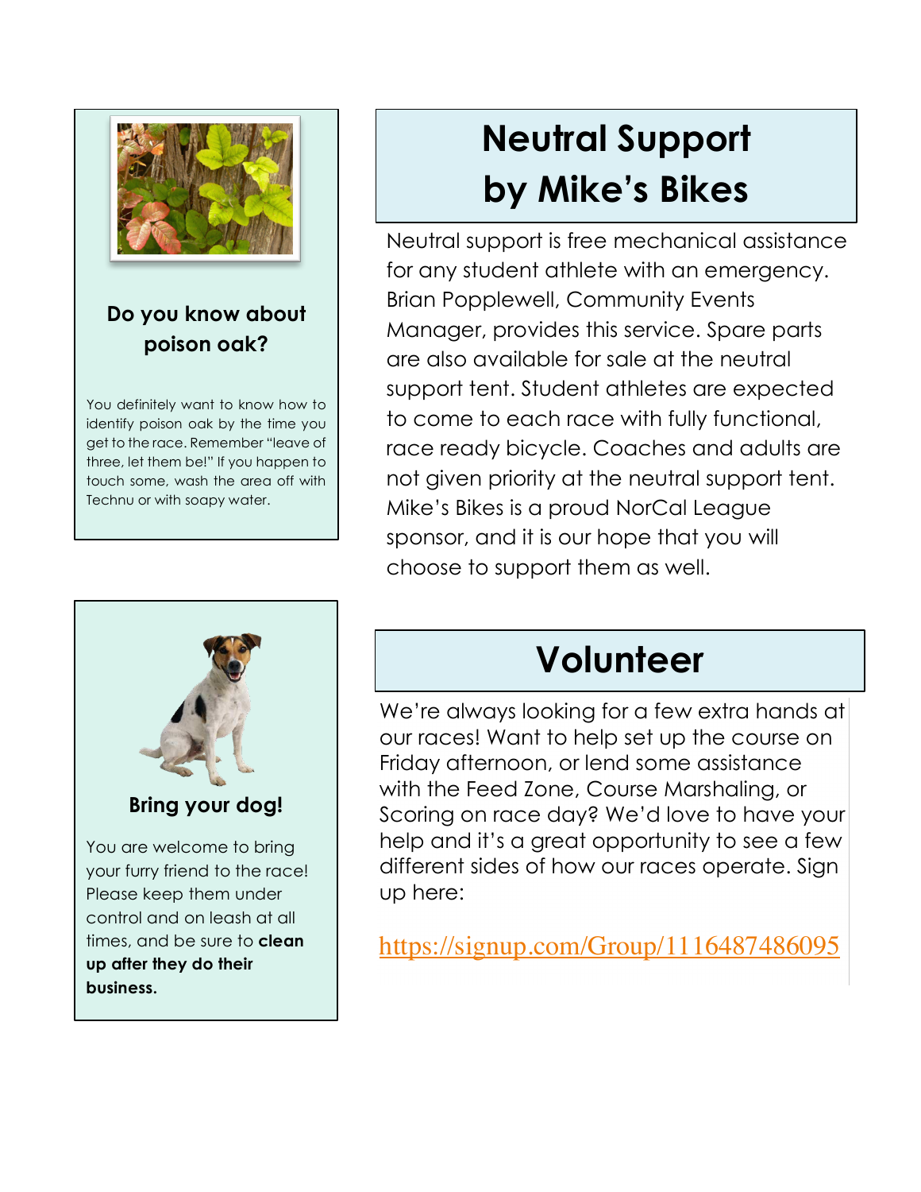### Do you know about poison oak?

You definitely want to know how to identify poison oak by the time you get to the race. Remember "leave of three, let them be!" If you happen to touch some, wash the area off with Technu or with soapy water.

### Bring your dog!

You are welcome to bring your furry friend to the race! Please keep them under control and on leash at all times, and be sure to **clean up after they do their business.**

## Neutral Support by Mike's Bikes

Neutral support is free mechanical assistance for any student athlete with an emergency. Brian Popplewell, Community Events Manager, provides this service. Spare parts are also available for sale at the neutral support tent. Student athletes are expected to come to each race with fully functional, race ready bicycle. Coaches and adults are not given priority at the neutral support tent. Mike's Bikes is a proud NorCal League sponsor, and it is our hope that you will choose to support them as well.

## Volunteer

We're always looking for a few extra hands at our races! Want to help set up the course on Friday afternoon, or lend some assistance with the Feed Zone, Course Marshaling, or Scoring on race day? We'd love to have your help and it's a great opportunity to see a few different sides of how our races operate. Sign up here:

https://signup.com/Group/1116487486095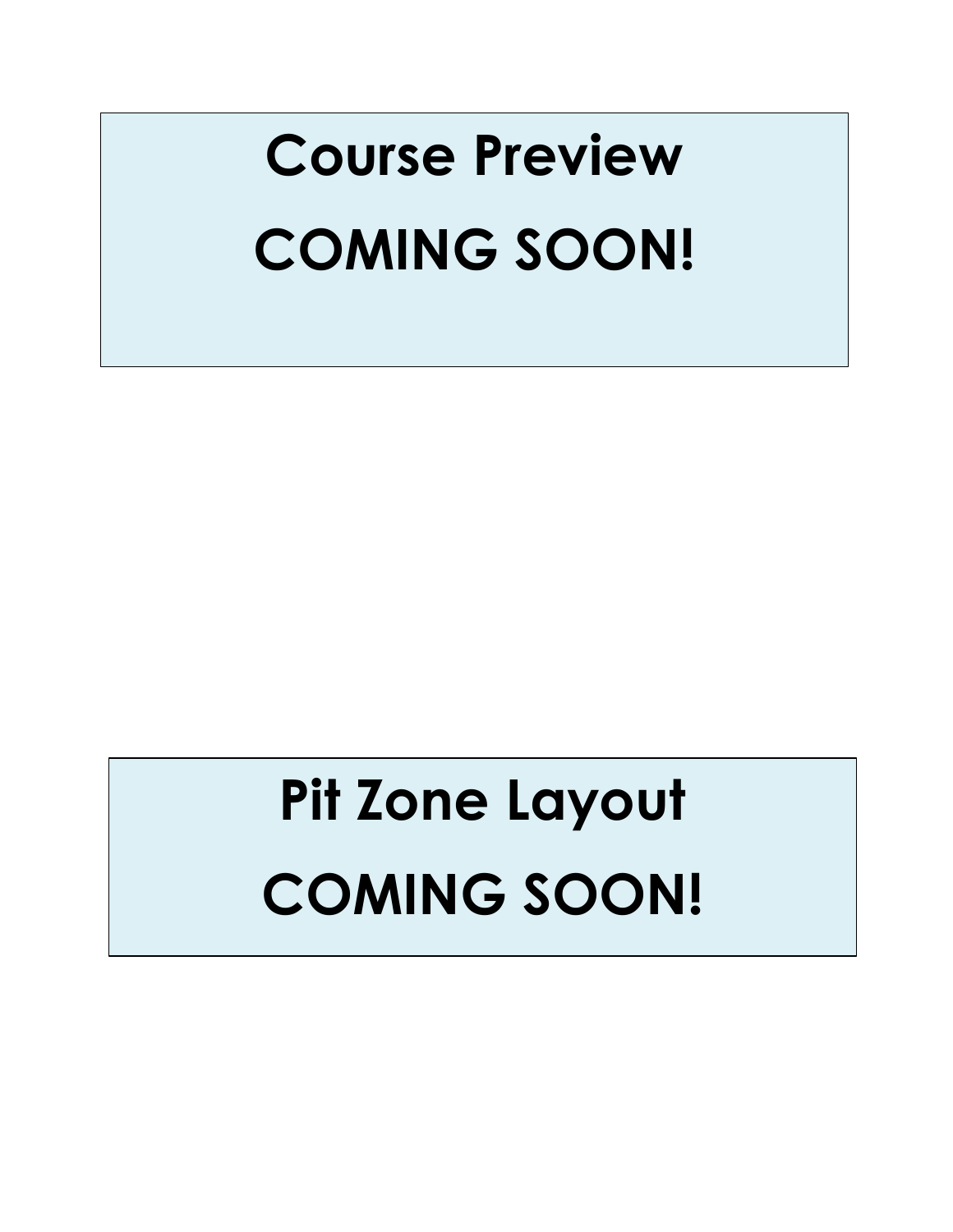## Course Preview

## COMING SOON!

## Pit Zone Layout

## COMING SOON!